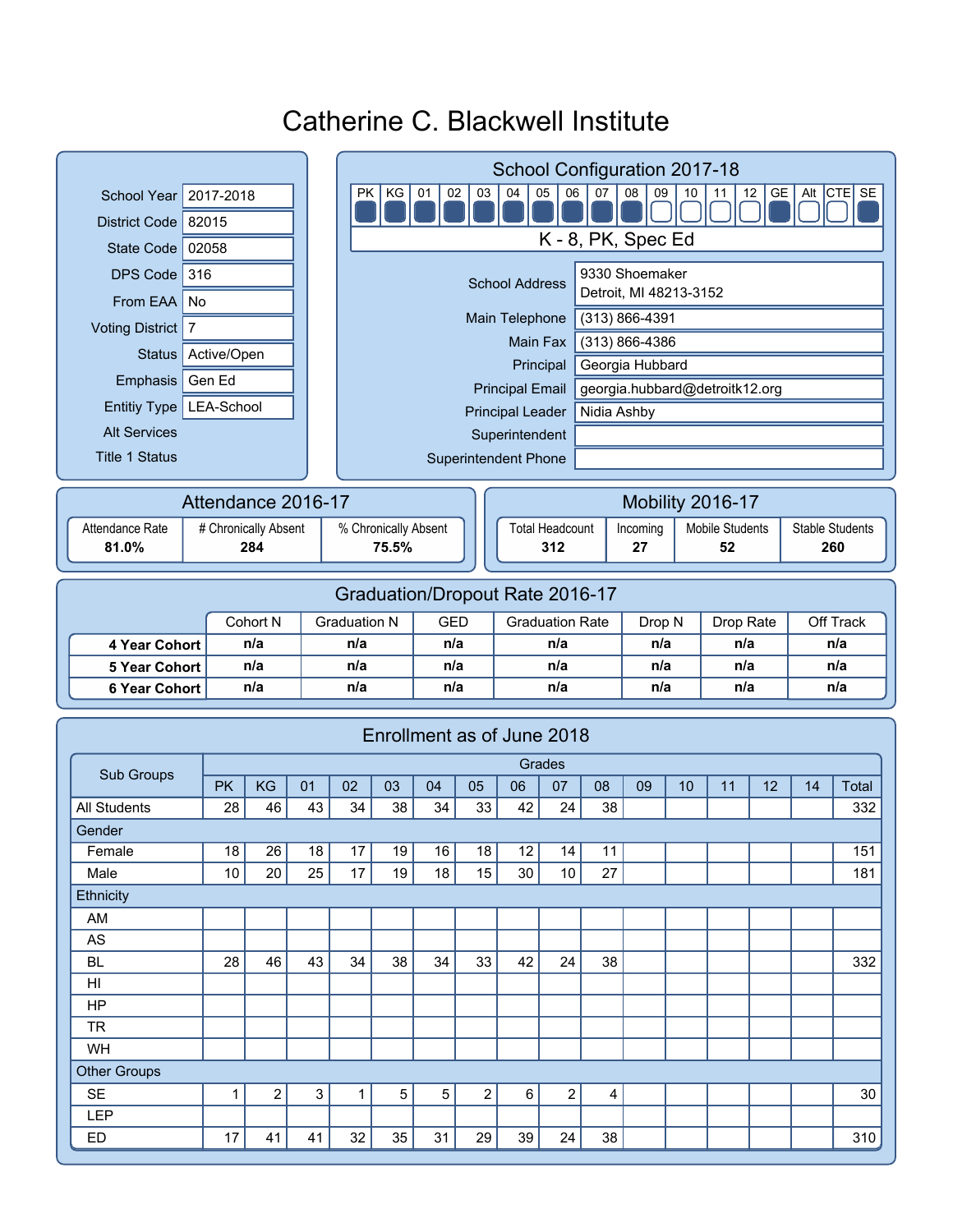# Catherine C. Blackwell Institute

| | |
|---|---|
| School Year | 2017-2018 |
| District Code | 82015 |
| State Code | 02058 |
| DPS Code | 316 |
| From EAA | No |
| Voting District | 7 |
| Status | Active/Open |
| Emphasis | Gen Ed |
| Entitiy Type | LEA-School |
| Alt Services | |
| Title 1 Status | |

## School Configuration 2017-18

| PK | KG | 01 | 02 | 03 | 04 | 05 | 06 | 07 | 08 | 09 | 10 | 11 | 12 | GE | Alt | CTE | SE |
|---|---|---|---|---|---|---|---|---|---|---|---|---|---|---|---|---|---|
| ■ | ■ | ■ | ■ | ■ | ■ | ■ | ■ | ■ | ■ | ☐ | ☐ | ☐ | ☐ | ■ | ☐ | ☐ | ■ |

K - 8, PK, Spec Ed

| | |
|---|---|
| School Address | 9330 Shoemaker<br>Detroit, MI 48213-3152 |
| Main Telephone | (313) 866-4391 |
| Main Fax | (313) 866-4386 |
| Principal | Georgia Hubbard |
| Principal Email | georgia.hubbard@detroitk12.org |
| Principal Leader | Nidia Ashby |
| Superintendent | |
| Superintendent Phone | |

## Attendance 2016-17

| Attendance Rate | # Chronically Absent | % Chronically Absent |
|---|---|---|
| **81.0%** | **284** | **75.5%** |

## Mobility 2016-17

| Total Headcount | Incoming | Mobile Students | Stable Students |
|---|---|---|---|
| **312** | **27** | **52** | **260** |

## Graduation/Dropout Rate 2016-17

| | Cohort N | Graduation N | GED | Graduation Rate | Drop N | Drop Rate | Off Track |
|---|---|---|---|---|---|---|---|
| **4 Year Cohort** | n/a | n/a | n/a | n/a | n/a | n/a | n/a |
| **5 Year Cohort** | n/a | n/a | n/a | n/a | n/a | n/a | n/a |
| **6 Year Cohort** | n/a | n/a | n/a | n/a | n/a | n/a | n/a |

## Enrollment as of June 2018

| Sub Groups | Grades | | | | | | | | | | | | | | |
|---|---|---|---|---|---|---|---|---|---|---|---|---|---|---|---|
| | PK | KG | 01 | 02 | 03 | 04 | 05 | 06 | 07 | 08 | 09 | 10 | 11 | 12 | 14 | Total |
| All Students | 28 | 46 | 43 | 34 | 38 | 34 | 33 | 42 | 24 | 38 | | | | | | 332 |
| Gender | | | | | | | | | | | | | | | | |
| Female | 18 | 26 | 18 | 17 | 19 | 16 | 18 | 12 | 14 | 11 | | | | | | 151 |
| Male | 10 | 20 | 25 | 17 | 19 | 18 | 15 | 30 | 10 | 27 | | | | | | 181 |
| Ethnicity | | | | | | | | | | | | | | | | |
| AM | | | | | | | | | | | | | | | | |
| AS | | | | | | | | | | | | | | | | |
| BL | 28 | 46 | 43 | 34 | 38 | 34 | 33 | 42 | 24 | 38 | | | | | | 332 |
| HI | | | | | | | | | | | | | | | | |
| HP | | | | | | | | | | | | | | | | |
| TR | | | | | | | | | | | | | | | | |
| WH | | | | | | | | | | | | | | | | |
| Other Groups | | | | | | | | | | | | | | | | |
| SE | 1 | 2 | 3 | 1 | 5 | 5 | 2 | 6 | 2 | 4 | | | | | | 30 |
| LEP | | | | | | | | | | | | | | | | |
| ED | 17 | 41 | 41 | 32 | 35 | 31 | 29 | 39 | 24 | 38 | | | | | | 310 |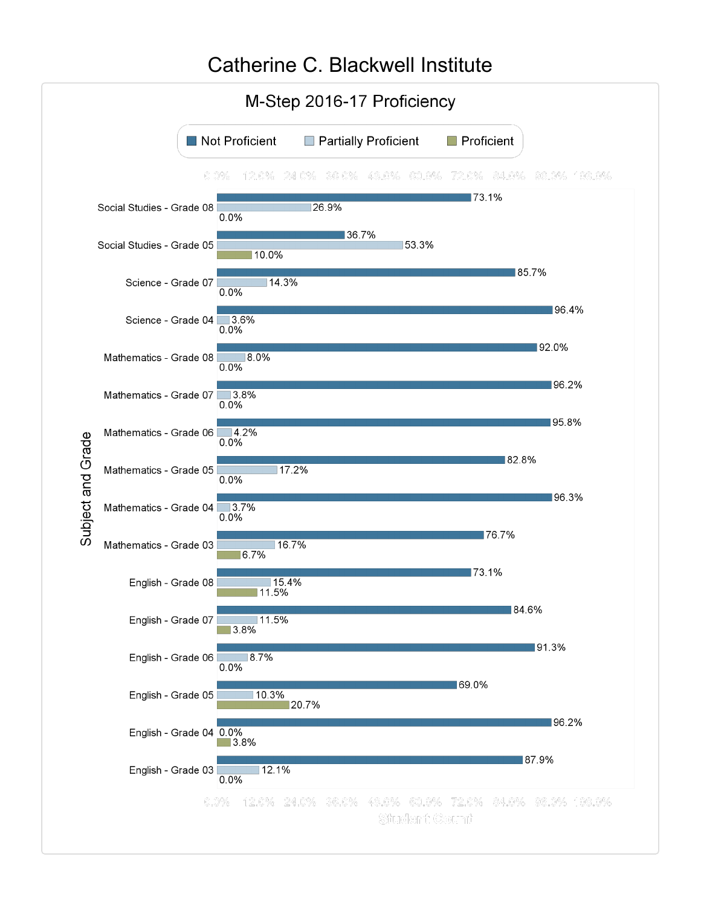# Catherine C. Blackwell Institute

## M-Step 2016-17 Proficiency

| Subject and Grade | Not Proficient | Partially Proficient | Proficient |
|---|---|---|---|
| Social Studies - Grade 08 | 73.1% | 26.9% | 0.0% |
| Social Studies - Grade 05 | 36.7% | 53.3% | 10.0% |
| Science - Grade 07 | 85.7% | 14.3% | 0.0% |
| Science - Grade 04 | 96.4% | 3.6% | 0.0% |
| Mathematics - Grade 08 | 92.0% | 8.0% | 0.0% |
| Mathematics - Grade 07 | 96.2% | 3.8% | 0.0% |
| Mathematics - Grade 06 | 95.8% | 4.2% | 0.0% |
| Mathematics - Grade 05 | 82.8% | 17.2% | 0.0% |
| Mathematics - Grade 04 | 96.3% | 3.7% | 0.0% |
| Mathematics - Grade 03 | 76.7% | 16.7% | 6.7% |
| English - Grade 08 | 73.1% | 15.4% | 11.5% |
| English - Grade 07 | 84.6% | 11.5% | 3.8% |
| English - Grade 06 | 91.3% | 8.7% | 0.0% |
| English - Grade 05 | 69.0% | 10.3% | 20.7% |
| English - Grade 04 | 96.2% | 0.0% | 3.8% |
| English - Grade 03 | 87.9% | 12.1% | 0.0% |

Student Count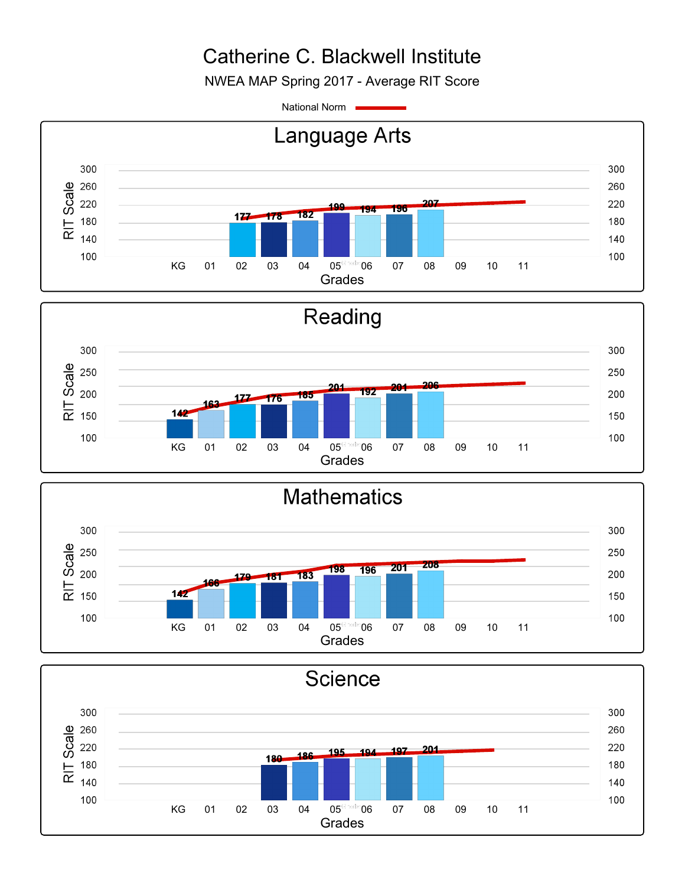# Catherine C. Blackwell Institute

NWEA MAP Spring 2017 - Average RIT Score

National Norm

## Language Arts

| Grades | KG | 01 | 02 | 03 | 04 | 05 | 06 | 07 | 08 | 09 | 10 | 11 |
|---|---|---|---|---|---|---|---|---|---|---|---|---|
| RIT Scale | | | 177 | 178 | 182 | 199 | 194 | 196 | 207 | | | |

## Reading

| Grades | KG | 01 | 02 | 03 | 04 | 05 | 06 | 07 | 08 | 09 | 10 | 11 |
|---|---|---|---|---|---|---|---|---|---|---|---|---|
| RIT Scale | 142 | 163 | 177 | 176 | 185 | 201 | 192 | 201 | 206 | | | |

## Mathematics

| Grades | KG | 01 | 02 | 03 | 04 | 05 | 06 | 07 | 08 | 09 | 10 | 11 |
|---|---|---|---|---|---|---|---|---|---|---|---|---|
| RIT Scale | 142 | 166 | 179 | 181 | 183 | 198 | 196 | 201 | 208 | | | |

## Science

| Grades | KG | 01 | 02 | 03 | 04 | 05 | 06 | 07 | 08 | 09 | 10 | 11 |
|---|---|---|---|---|---|---|---|---|---|---|---|---|
| RIT Scale | | | | 180 | 186 | 195 | 194 | 197 | 201 | | | |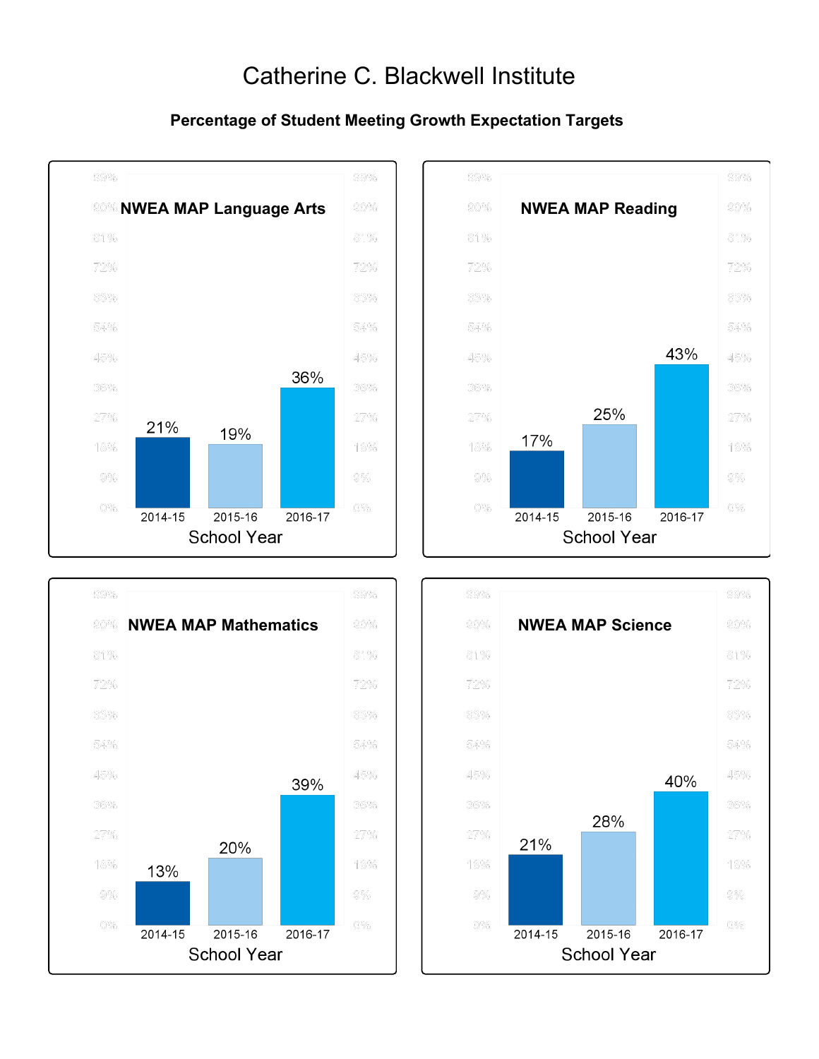# Catherine C. Blackwell Institute

**Percentage of Student Meeting Growth Expectation Targets**

**NWEA MAP Language Arts**

21%
19%
36%

2014-15
2015-16
2016-17

School Year

**NWEA MAP Reading**

17%
25%
43%

2014-15
2015-16
2016-17

School Year

**NWEA MAP Mathematics**

13%
20%
39%

2014-15
2015-16
2016-17

School Year

**NWEA MAP Science**

21%
28%
40%

2014-15
2015-16
2016-17

School Year